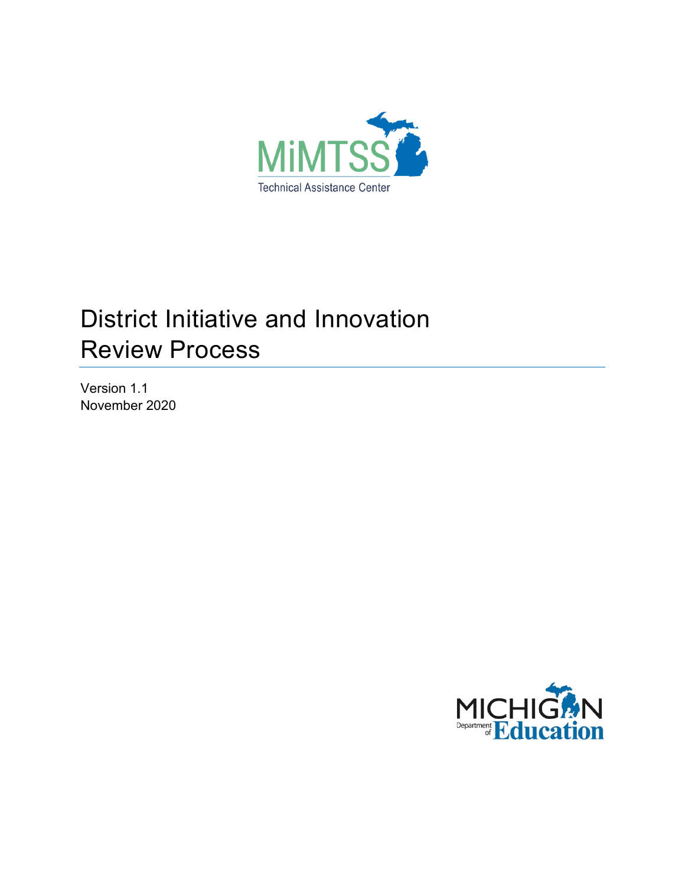MiMTSS

Technical Assistance Center

# District Initiative and Innovation Review Process

Version 1.1
November 2020

MICHIGAN Department of Education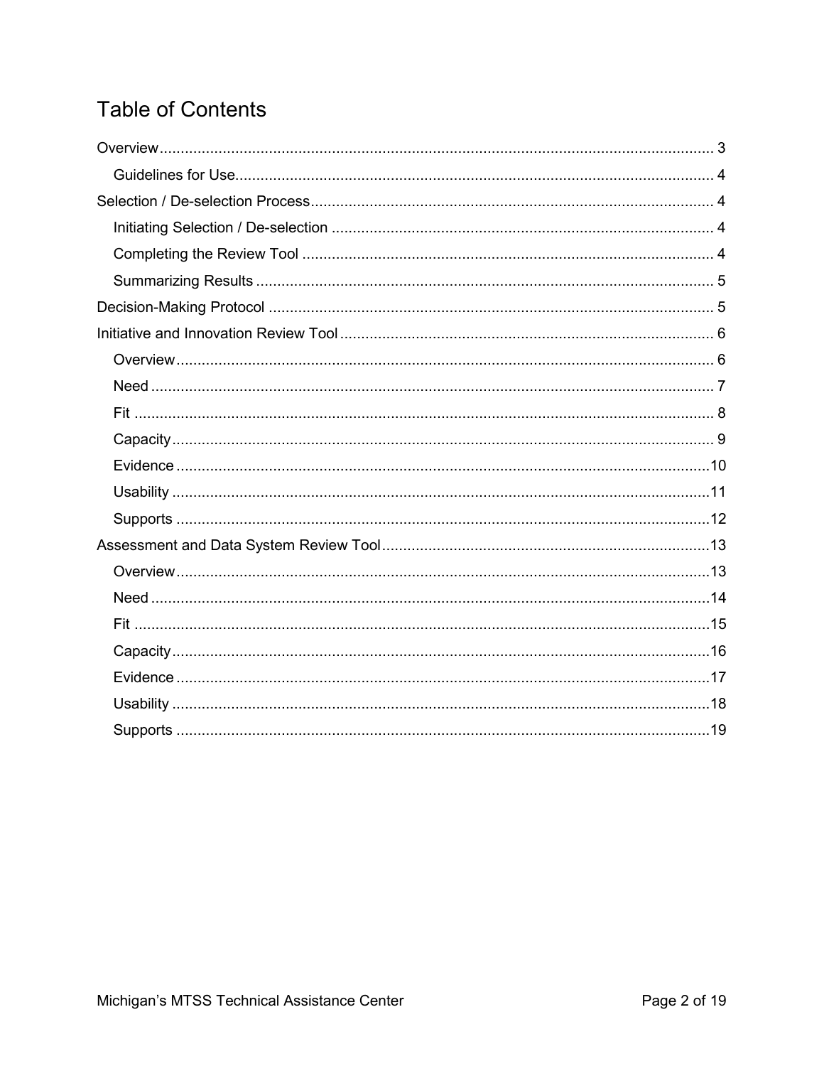# Table of Contents

- Overview ..... 3
  - Guidelines for Use ..... 4
- Selection / De-selection Process ..... 4
  - Initiating Selection / De-selection ..... 4
  - Completing the Review Tool ..... 4
  - Summarizing Results ..... 5
- Decision-Making Protocol ..... 5
- Initiative and Innovation Review Tool ..... 6
  - Overview ..... 6
  - Need ..... 7
  - Fit ..... 8
  - Capacity ..... 9
  - Evidence ..... 10
  - Usability ..... 11
  - Supports ..... 12
- Assessment and Data System Review Tool ..... 13
  - Overview ..... 13
  - Need ..... 14
  - Fit ..... 15
  - Capacity ..... 16
  - Evidence ..... 17
  - Usability ..... 18
  - Supports ..... 19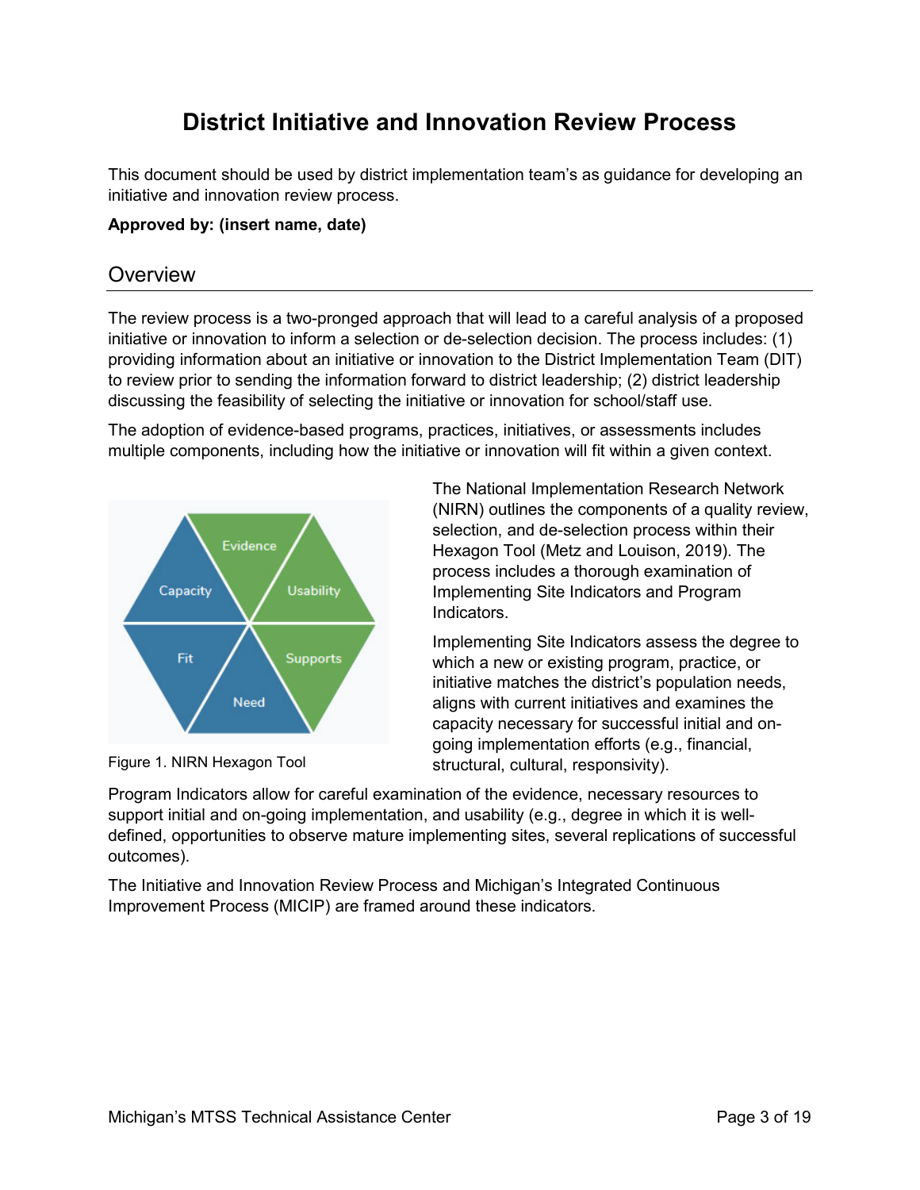# District Initiative and Innovation Review Process

This document should be used by district implementation team's as guidance for developing an initiative and innovation review process.

**Approved by: (insert name, date)**

## Overview

The review process is a two-pronged approach that will lead to a careful analysis of a proposed initiative or innovation to inform a selection or de-selection decision. The process includes: (1) providing information about an initiative or innovation to the District Implementation Team (DIT) to review prior to sending the information forward to district leadership; (2) district leadership discussing the feasibility of selecting the initiative or innovation for school/staff use.

The adoption of evidence-based programs, practices, initiatives, or assessments includes multiple components, including how the initiative or innovation will fit within a given context.

Figure 1. NIRN Hexagon Tool

The National Implementation Research Network (NIRN) outlines the components of a quality review, selection, and de-selection process within their Hexagon Tool (Metz and Louison, 2019). The process includes a thorough examination of Implementing Site Indicators and Program Indicators.

Implementing Site Indicators assess the degree to which a new or existing program, practice, or initiative matches the district's population needs, aligns with current initiatives and examines the capacity necessary for successful initial and on-going implementation efforts (e.g., financial, structural, cultural, responsivity).

Program Indicators allow for careful examination of the evidence, necessary resources to support initial and on-going implementation, and usability (e.g., degree in which it is well-defined, opportunities to observe mature implementing sites, several replications of successful outcomes).

The Initiative and Innovation Review Process and Michigan's Integrated Continuous Improvement Process (MICIP) are framed around these indicators.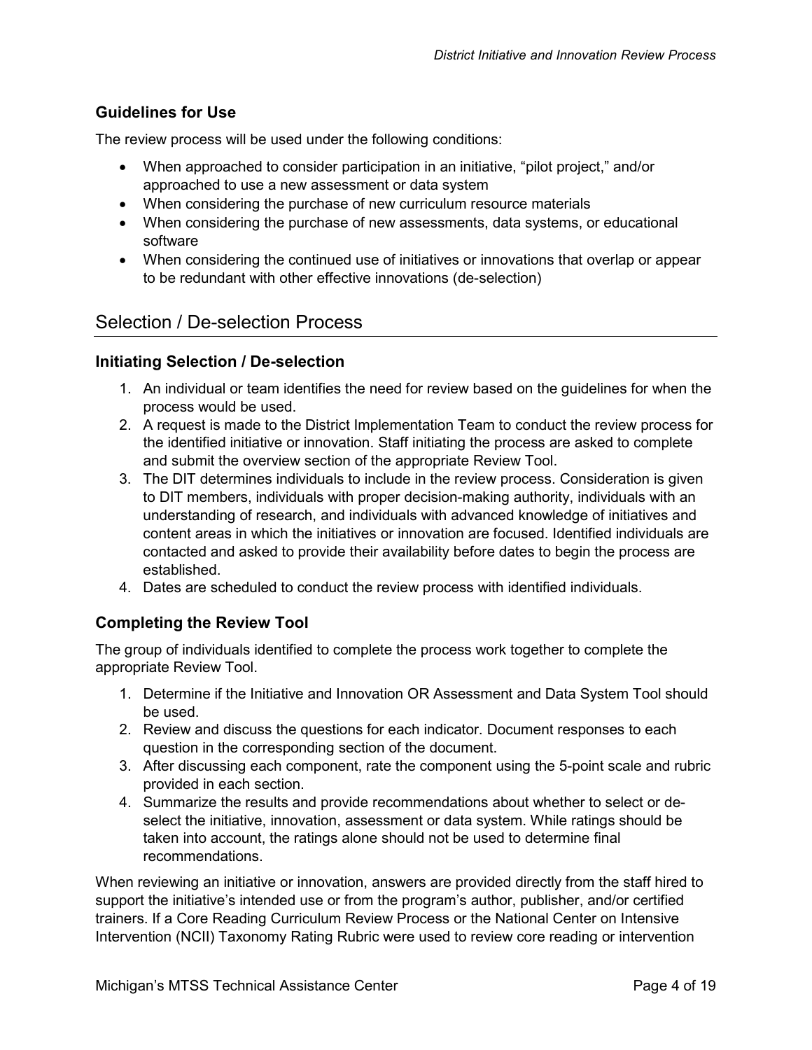### Guidelines for Use

The review process will be used under the following conditions:

- When approached to consider participation in an initiative, "pilot project," and/or approached to use a new assessment or data system
- When considering the purchase of new curriculum resource materials
- When considering the purchase of new assessments, data systems, or educational software
- When considering the continued use of initiatives or innovations that overlap or appear to be redundant with other effective innovations (de-selection)

## Selection / De-selection Process

### Initiating Selection / De-selection

1. An individual or team identifies the need for review based on the guidelines for when the process would be used.
2. A request is made to the District Implementation Team to conduct the review process for the identified initiative or innovation. Staff initiating the process are asked to complete and submit the overview section of the appropriate Review Tool.
3. The DIT determines individuals to include in the review process. Consideration is given to DIT members, individuals with proper decision-making authority, individuals with an understanding of research, and individuals with advanced knowledge of initiatives and content areas in which the initiatives or innovation are focused. Identified individuals are contacted and asked to provide their availability before dates to begin the process are established.
4. Dates are scheduled to conduct the review process with identified individuals.

### Completing the Review Tool

The group of individuals identified to complete the process work together to complete the appropriate Review Tool.

1. Determine if the Initiative and Innovation OR Assessment and Data System Tool should be used.
2. Review and discuss the questions for each indicator. Document responses to each question in the corresponding section of the document.
3. After discussing each component, rate the component using the 5-point scale and rubric provided in each section.
4. Summarize the results and provide recommendations about whether to select or de-select the initiative, innovation, assessment or data system. While ratings should be taken into account, the ratings alone should not be used to determine final recommendations.

When reviewing an initiative or innovation, answers are provided directly from the staff hired to support the initiative's intended use or from the program's author, publisher, and/or certified trainers. If a Core Reading Curriculum Review Process or the National Center on Intensive Intervention (NCII) Taxonomy Rating Rubric were used to review core reading or intervention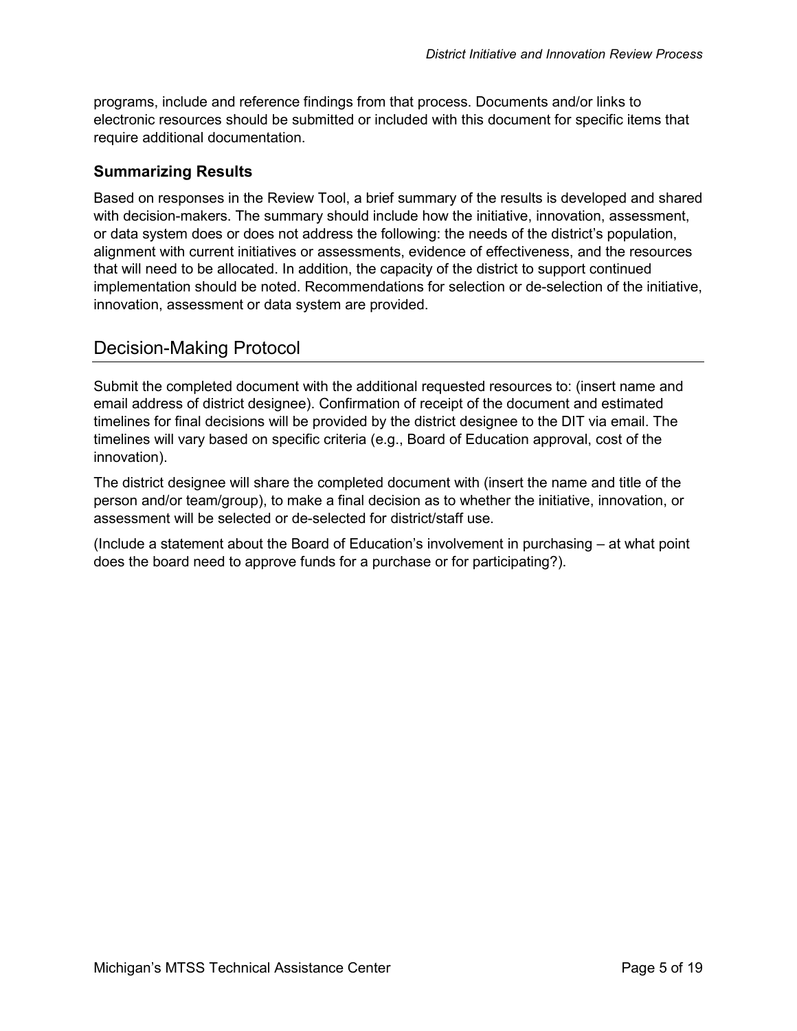programs, include and reference findings from that process. Documents and/or links to electronic resources should be submitted or included with this document for specific items that require additional documentation.

### Summarizing Results

Based on responses in the Review Tool, a brief summary of the results is developed and shared with decision-makers. The summary should include how the initiative, innovation, assessment, or data system does or does not address the following: the needs of the district's population, alignment with current initiatives or assessments, evidence of effectiveness, and the resources that will need to be allocated. In addition, the capacity of the district to support continued implementation should be noted. Recommendations for selection or de-selection of the initiative, innovation, assessment or data system are provided.

## Decision-Making Protocol

Submit the completed document with the additional requested resources to: (insert name and email address of district designee). Confirmation of receipt of the document and estimated timelines for final decisions will be provided by the district designee to the DIT via email. The timelines will vary based on specific criteria (e.g., Board of Education approval, cost of the innovation).

The district designee will share the completed document with (insert the name and title of the person and/or team/group), to make a final decision as to whether the initiative, innovation, or assessment will be selected or de-selected for district/staff use.

(Include a statement about the Board of Education's involvement in purchasing – at what point does the board need to approve funds for a purchase or for participating?).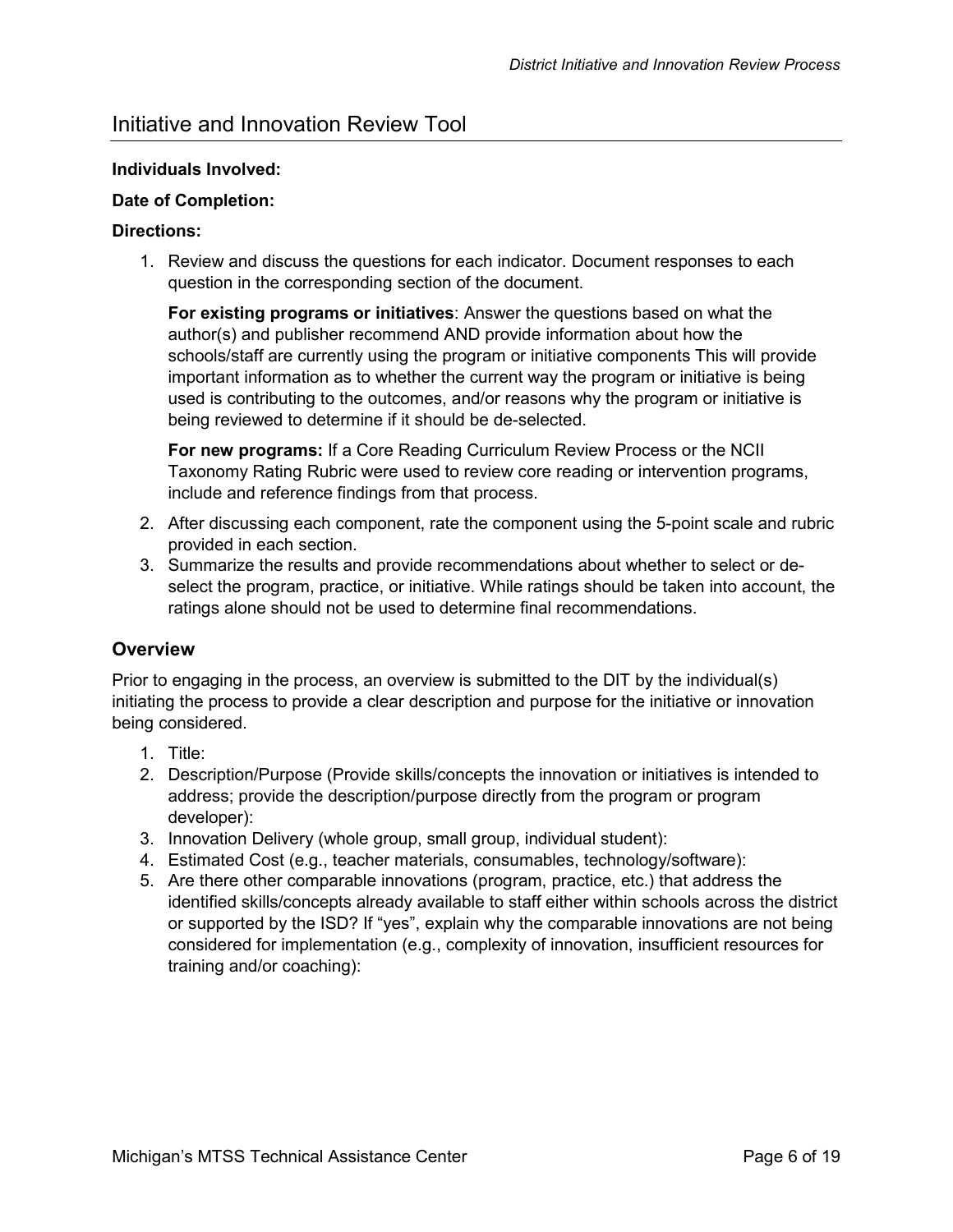## Initiative and Innovation Review Tool

**Individuals Involved:**

**Date of Completion:**

**Directions:**

1. Review and discuss the questions for each indicator. Document responses to each question in the corresponding section of the document.

   **For existing programs or initiatives**: Answer the questions based on what the author(s) and publisher recommend AND provide information about how the schools/staff are currently using the program or initiative components This will provide important information as to whether the current way the program or initiative is being used is contributing to the outcomes, and/or reasons why the program or initiative is being reviewed to determine if it should be de-selected.

   **For new programs:** If a Core Reading Curriculum Review Process or the NCII Taxonomy Rating Rubric were used to review core reading or intervention programs, include and reference findings from that process.

2. After discussing each component, rate the component using the 5-point scale and rubric provided in each section.
3. Summarize the results and provide recommendations about whether to select or de-select the program, practice, or initiative. While ratings should be taken into account, the ratings alone should not be used to determine final recommendations.

### Overview

Prior to engaging in the process, an overview is submitted to the DIT by the individual(s) initiating the process to provide a clear description and purpose for the initiative or innovation being considered.

1. Title:
2. Description/Purpose (Provide skills/concepts the innovation or initiatives is intended to address; provide the description/purpose directly from the program or program developer):
3. Innovation Delivery (whole group, small group, individual student):
4. Estimated Cost (e.g., teacher materials, consumables, technology/software):
5. Are there other comparable innovations (program, practice, etc.) that address the identified skills/concepts already available to staff either within schools across the district or supported by the ISD? If "yes", explain why the comparable innovations are not being considered for implementation (e.g., complexity of innovation, insufficient resources for training and/or coaching):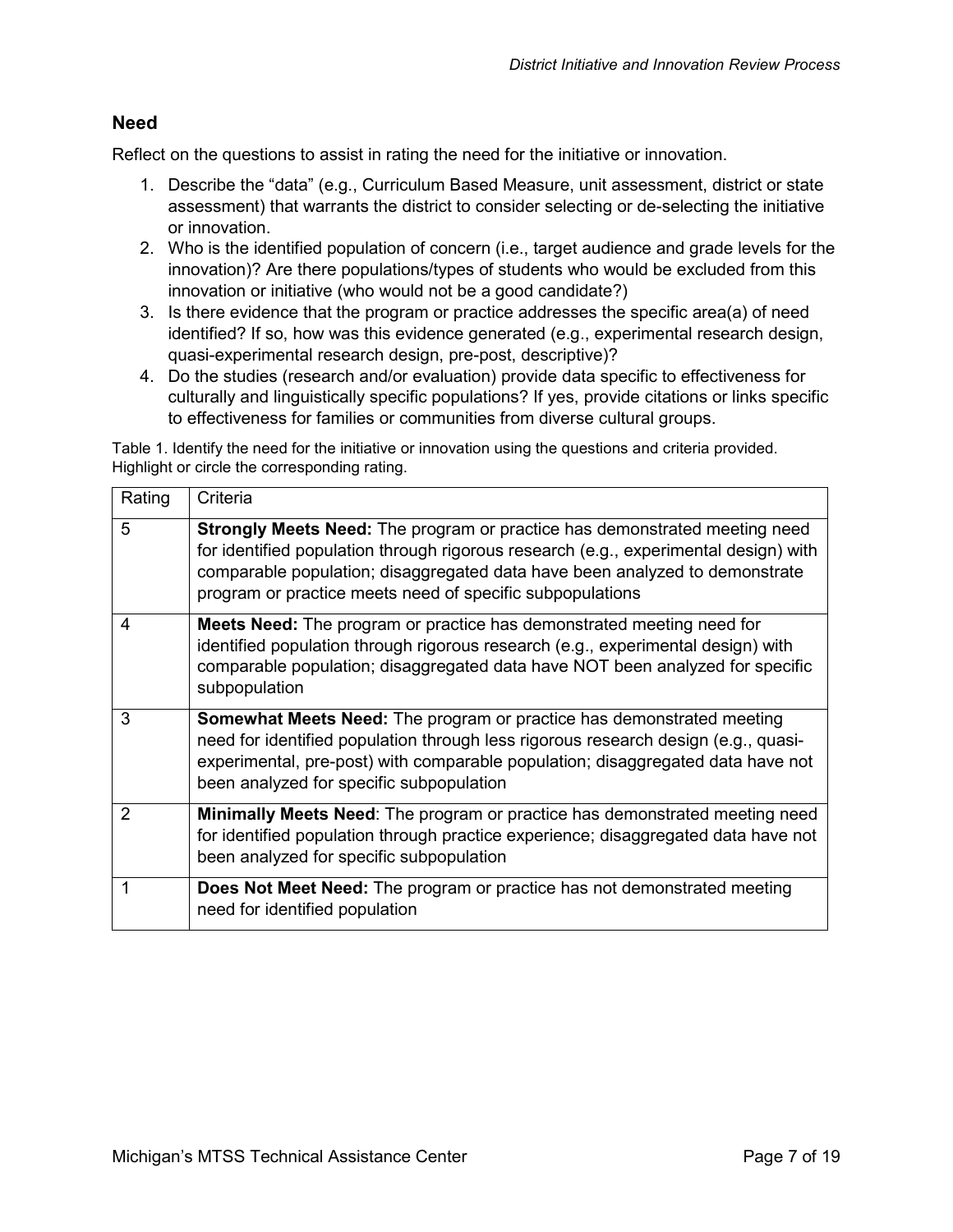## Need

Reflect on the questions to assist in rating the need for the initiative or innovation.

1. Describe the "data" (e.g., Curriculum Based Measure, unit assessment, district or state assessment) that warrants the district to consider selecting or de-selecting the initiative or innovation.
2. Who is the identified population of concern (i.e., target audience and grade levels for the innovation)? Are there populations/types of students who would be excluded from this innovation or initiative (who would not be a good candidate?)
3. Is there evidence that the program or practice addresses the specific area(a) of need identified? If so, how was this evidence generated (e.g., experimental research design, quasi-experimental research design, pre-post, descriptive)?
4. Do the studies (research and/or evaluation) provide data specific to effectiveness for culturally and linguistically specific populations? If yes, provide citations or links specific to effectiveness for families or communities from diverse cultural groups.

Table 1. Identify the need for the initiative or innovation using the questions and criteria provided. Highlight or circle the corresponding rating.

| Rating | Criteria |
|---|---|
| 5 | **Strongly Meets Need:** The program or practice has demonstrated meeting need for identified population through rigorous research (e.g., experimental design) with comparable population; disaggregated data have been analyzed to demonstrate program or practice meets need of specific subpopulations |
| 4 | **Meets Need:** The program or practice has demonstrated meeting need for identified population through rigorous research (e.g., experimental design) with comparable population; disaggregated data have NOT been analyzed for specific subpopulation |
| 3 | **Somewhat Meets Need:** The program or practice has demonstrated meeting need for identified population through less rigorous research design (e.g., quasi-experimental, pre-post) with comparable population; disaggregated data have not been analyzed for specific subpopulation |
| 2 | **Minimally Meets Need**: The program or practice has demonstrated meeting need for identified population through practice experience; disaggregated data have not been analyzed for specific subpopulation |
| 1 | **Does Not Meet Need:** The program or practice has not demonstrated meeting need for identified population |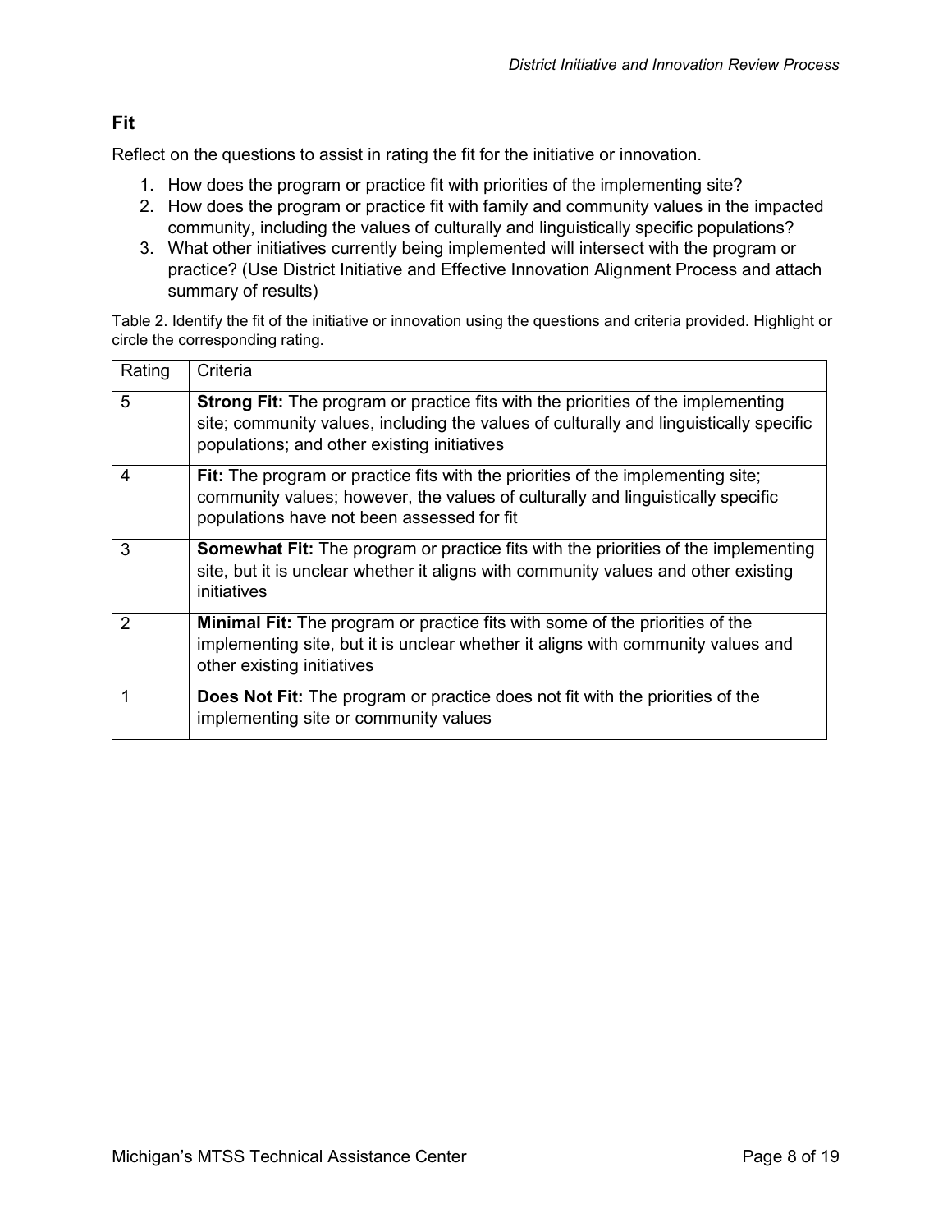## Fit

Reflect on the questions to assist in rating the fit for the initiative or innovation.

1. How does the program or practice fit with priorities of the implementing site?
2. How does the program or practice fit with family and community values in the impacted community, including the values of culturally and linguistically specific populations?
3. What other initiatives currently being implemented will intersect with the program or practice? (Use District Initiative and Effective Innovation Alignment Process and attach summary of results)

Table 2. Identify the fit of the initiative or innovation using the questions and criteria provided. Highlight or circle the corresponding rating.

| Rating | Criteria |
|---|---|
| 5 | **Strong Fit:** The program or practice fits with the priorities of the implementing site; community values, including the values of culturally and linguistically specific populations; and other existing initiatives |
| 4 | **Fit:** The program or practice fits with the priorities of the implementing site; community values; however, the values of culturally and linguistically specific populations have not been assessed for fit |
| 3 | **Somewhat Fit:** The program or practice fits with the priorities of the implementing site, but it is unclear whether it aligns with community values and other existing initiatives |
| 2 | **Minimal Fit:** The program or practice fits with some of the priorities of the implementing site, but it is unclear whether it aligns with community values and other existing initiatives |
| 1 | **Does Not Fit:** The program or practice does not fit with the priorities of the implementing site or community values |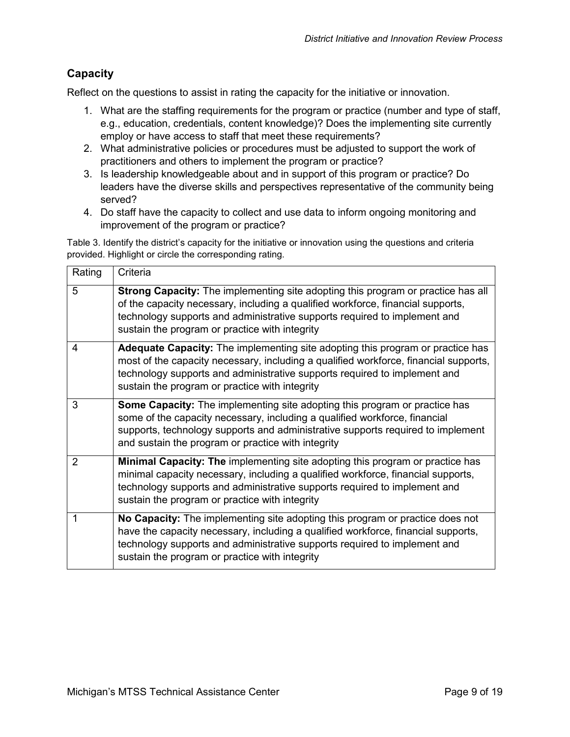## Capacity

Reflect on the questions to assist in rating the capacity for the initiative or innovation.

1. What are the staffing requirements for the program or practice (number and type of staff, e.g., education, credentials, content knowledge)? Does the implementing site currently employ or have access to staff that meet these requirements?
2. What administrative policies or procedures must be adjusted to support the work of practitioners and others to implement the program or practice?
3. Is leadership knowledgeable about and in support of this program or practice? Do leaders have the diverse skills and perspectives representative of the community being served?
4. Do staff have the capacity to collect and use data to inform ongoing monitoring and improvement of the program or practice?

Table 3. Identify the district's capacity for the initiative or innovation using the questions and criteria provided. Highlight or circle the corresponding rating.

| Rating | Criteria |
|---|---|
| 5 | **Strong Capacity:** The implementing site adopting this program or practice has all of the capacity necessary, including a qualified workforce, financial supports, technology supports and administrative supports required to implement and sustain the program or practice with integrity |
| 4 | **Adequate Capacity:** The implementing site adopting this program or practice has most of the capacity necessary, including a qualified workforce, financial supports, technology supports and administrative supports required to implement and sustain the program or practice with integrity |
| 3 | **Some Capacity:** The implementing site adopting this program or practice has some of the capacity necessary, including a qualified workforce, financial supports, technology supports and administrative supports required to implement and sustain the program or practice with integrity |
| 2 | **Minimal Capacity: The** implementing site adopting this program or practice has minimal capacity necessary, including a qualified workforce, financial supports, technology supports and administrative supports required to implement and sustain the program or practice with integrity |
| 1 | **No Capacity:** The implementing site adopting this program or practice does not have the capacity necessary, including a qualified workforce, financial supports, technology supports and administrative supports required to implement and sustain the program or practice with integrity |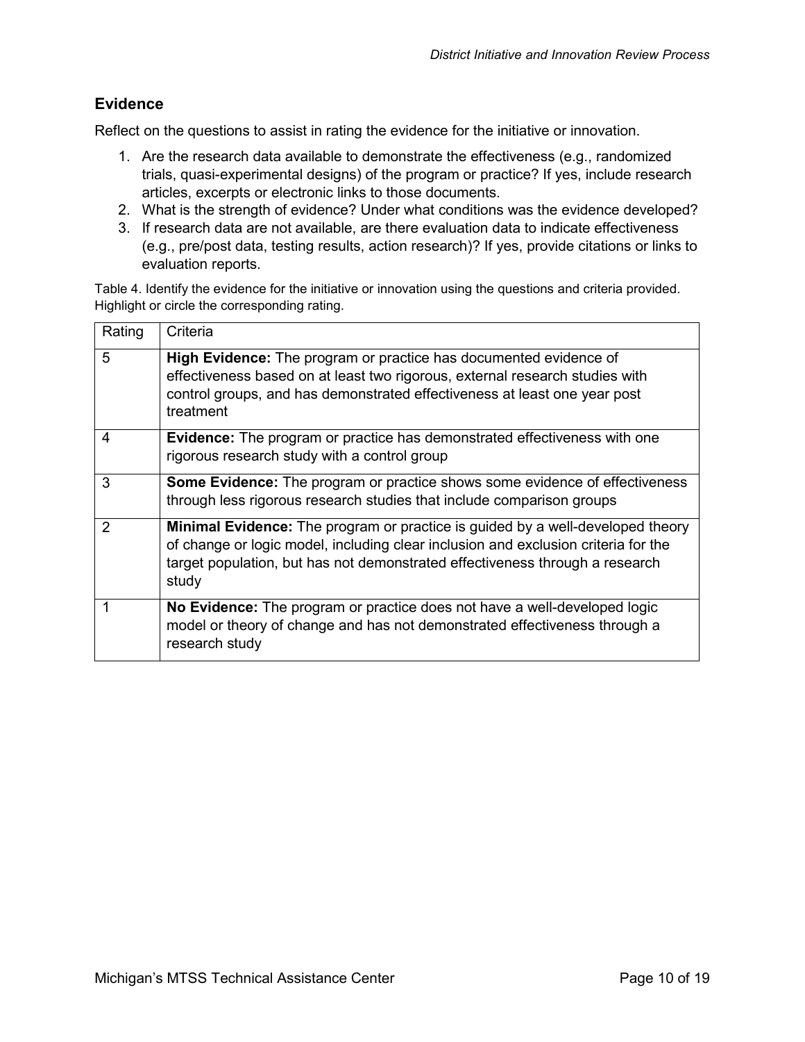## Evidence

Reflect on the questions to assist in rating the evidence for the initiative or innovation.

1. Are the research data available to demonstrate the effectiveness (e.g., randomized trials, quasi-experimental designs) of the program or practice? If yes, include research articles, excerpts or electronic links to those documents.
2. What is the strength of evidence? Under what conditions was the evidence developed?
3. If research data are not available, are there evaluation data to indicate effectiveness (e.g., pre/post data, testing results, action research)? If yes, provide citations or links to evaluation reports.

Table 4. Identify the evidence for the initiative or innovation using the questions and criteria provided. Highlight or circle the corresponding rating.

| Rating | Criteria |
|---|---|
| 5 | **High Evidence:** The program or practice has documented evidence of effectiveness based on at least two rigorous, external research studies with control groups, and has demonstrated effectiveness at least one year post treatment |
| 4 | **Evidence:** The program or practice has demonstrated effectiveness with one rigorous research study with a control group |
| 3 | **Some Evidence:** The program or practice shows some evidence of effectiveness through less rigorous research studies that include comparison groups |
| 2 | **Minimal Evidence:** The program or practice is guided by a well-developed theory of change or logic model, including clear inclusion and exclusion criteria for the target population, but has not demonstrated effectiveness through a research study |
| 1 | **No Evidence:** The program or practice does not have a well-developed logic model or theory of change and has not demonstrated effectiveness through a research study |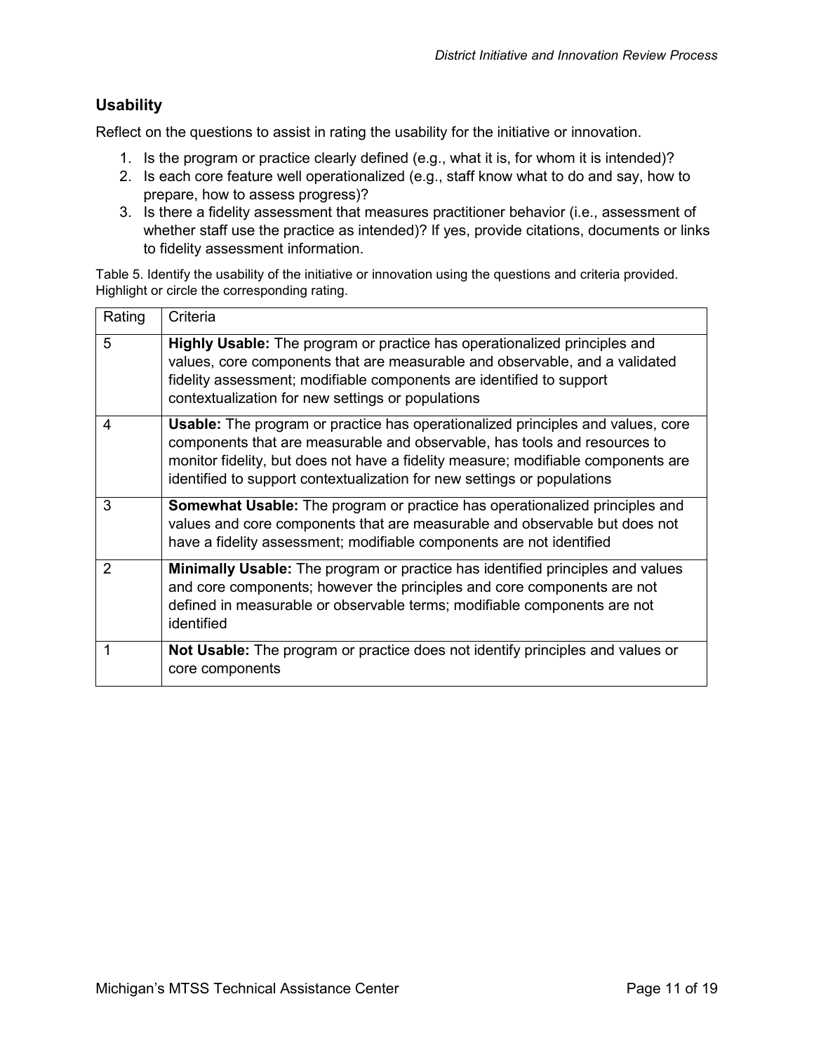## Usability

Reflect on the questions to assist in rating the usability for the initiative or innovation.

1. Is the program or practice clearly defined (e.g., what it is, for whom it is intended)?
2. Is each core feature well operationalized (e.g., staff know what to do and say, how to prepare, how to assess progress)?
3. Is there a fidelity assessment that measures practitioner behavior (i.e., assessment of whether staff use the practice as intended)? If yes, provide citations, documents or links to fidelity assessment information.

Table 5. Identify the usability of the initiative or innovation using the questions and criteria provided. Highlight or circle the corresponding rating.

| Rating | Criteria |
|---|---|
| 5 | **Highly Usable:** The program or practice has operationalized principles and values, core components that are measurable and observable, and a validated fidelity assessment; modifiable components are identified to support contextualization for new settings or populations |
| 4 | **Usable:** The program or practice has operationalized principles and values, core components that are measurable and observable, has tools and resources to monitor fidelity, but does not have a fidelity measure; modifiable components are identified to support contextualization for new settings or populations |
| 3 | **Somewhat Usable:** The program or practice has operationalized principles and values and core components that are measurable and observable but does not have a fidelity assessment; modifiable components are not identified |
| 2 | **Minimally Usable:** The program or practice has identified principles and values and core components; however the principles and core components are not defined in measurable or observable terms; modifiable components are not identified |
| 1 | **Not Usable:** The program or practice does not identify principles and values or core components |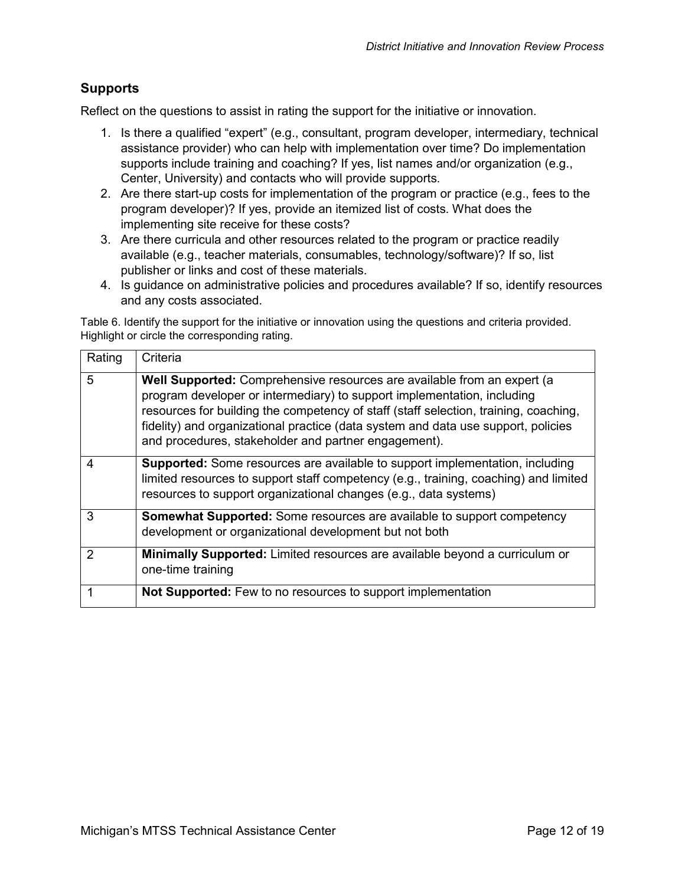## Supports

Reflect on the questions to assist in rating the support for the initiative or innovation.

1. Is there a qualified "expert" (e.g., consultant, program developer, intermediary, technical assistance provider) who can help with implementation over time? Do implementation supports include training and coaching? If yes, list names and/or organization (e.g., Center, University) and contacts who will provide supports.
2. Are there start-up costs for implementation of the program or practice (e.g., fees to the program developer)? If yes, provide an itemized list of costs. What does the implementing site receive for these costs?
3. Are there curricula and other resources related to the program or practice readily available (e.g., teacher materials, consumables, technology/software)? If so, list publisher or links and cost of these materials.
4. Is guidance on administrative policies and procedures available? If so, identify resources and any costs associated.

Table 6. Identify the support for the initiative or innovation using the questions and criteria provided. Highlight or circle the corresponding rating.

| Rating | Criteria |
|---|---|
| 5 | **Well Supported:** Comprehensive resources are available from an expert (a program developer or intermediary) to support implementation, including resources for building the competency of staff (staff selection, training, coaching, fidelity) and organizational practice (data system and data use support, policies and procedures, stakeholder and partner engagement). |
| 4 | **Supported:** Some resources are available to support implementation, including limited resources to support staff competency (e.g., training, coaching) and limited resources to support organizational changes (e.g., data systems) |
| 3 | **Somewhat Supported:** Some resources are available to support competency development or organizational development but not both |
| 2 | **Minimally Supported:** Limited resources are available beyond a curriculum or one-time training |
| 1 | **Not Supported:** Few to no resources to support implementation |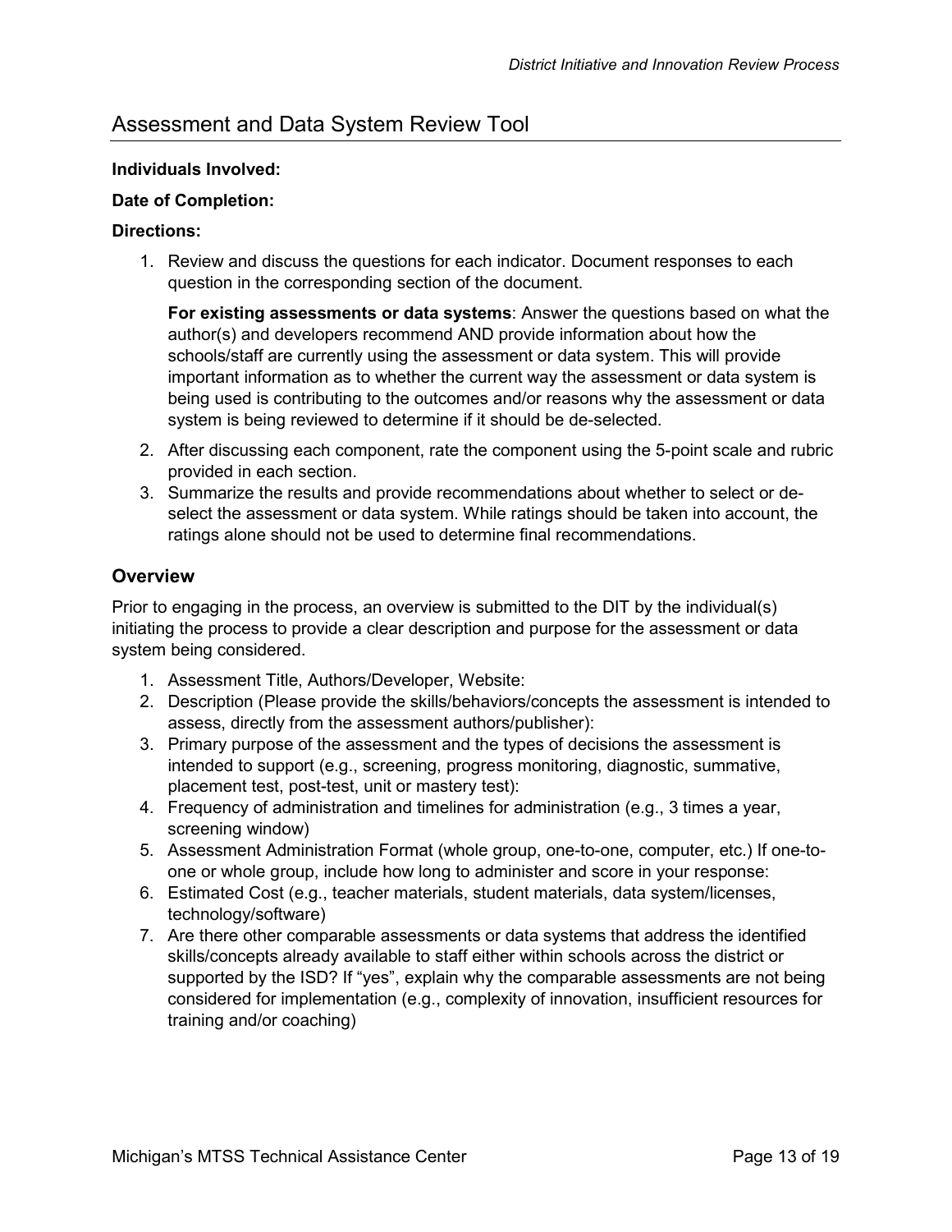## Assessment and Data System Review Tool

**Individuals Involved:**

**Date of Completion:**

**Directions:**

1. Review and discuss the questions for each indicator. Document responses to each question in the corresponding section of the document.

   **For existing assessments or data systems**: Answer the questions based on what the author(s) and developers recommend AND provide information about how the schools/staff are currently using the assessment or data system. This will provide important information as to whether the current way the assessment or data system is being used is contributing to the outcomes and/or reasons why the assessment or data system is being reviewed to determine if it should be de-selected.

2. After discussing each component, rate the component using the 5-point scale and rubric provided in each section.
3. Summarize the results and provide recommendations about whether to select or de-select the assessment or data system. While ratings should be taken into account, the ratings alone should not be used to determine final recommendations.

### Overview

Prior to engaging in the process, an overview is submitted to the DIT by the individual(s) initiating the process to provide a clear description and purpose for the assessment or data system being considered.

1. Assessment Title, Authors/Developer, Website:
2. Description (Please provide the skills/behaviors/concepts the assessment is intended to assess, directly from the assessment authors/publisher):
3. Primary purpose of the assessment and the types of decisions the assessment is intended to support (e.g., screening, progress monitoring, diagnostic, summative, placement test, post-test, unit or mastery test):
4. Frequency of administration and timelines for administration (e.g., 3 times a year, screening window)
5. Assessment Administration Format (whole group, one-to-one, computer, etc.) If one-to-one or whole group, include how long to administer and score in your response:
6. Estimated Cost (e.g., teacher materials, student materials, data system/licenses, technology/software)
7. Are there other comparable assessments or data systems that address the identified skills/concepts already available to staff either within schools across the district or supported by the ISD? If "yes", explain why the comparable assessments are not being considered for implementation (e.g., complexity of innovation, insufficient resources for training and/or coaching)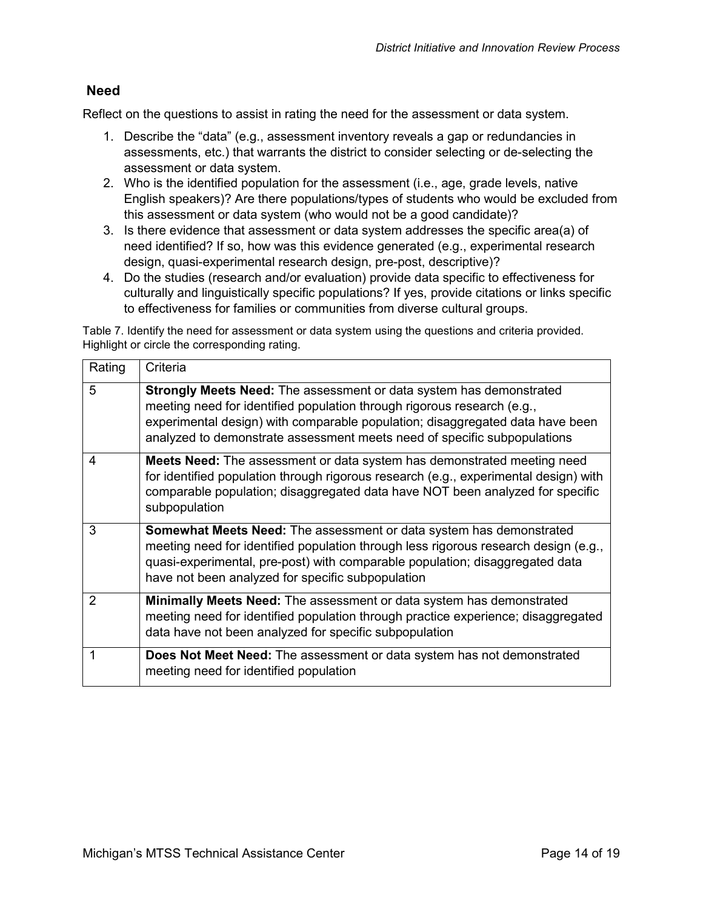## Need

Reflect on the questions to assist in rating the need for the assessment or data system.

1. Describe the "data" (e.g., assessment inventory reveals a gap or redundancies in assessments, etc.) that warrants the district to consider selecting or de-selecting the assessment or data system.
2. Who is the identified population for the assessment (i.e., age, grade levels, native English speakers)? Are there populations/types of students who would be excluded from this assessment or data system (who would not be a good candidate)?
3. Is there evidence that assessment or data system addresses the specific area(a) of need identified? If so, how was this evidence generated (e.g., experimental research design, quasi-experimental research design, pre-post, descriptive)?
4. Do the studies (research and/or evaluation) provide data specific to effectiveness for culturally and linguistically specific populations? If yes, provide citations or links specific to effectiveness for families or communities from diverse cultural groups.

Table 7. Identify the need for assessment or data system using the questions and criteria provided. Highlight or circle the corresponding rating.

| Rating | Criteria |
| --- | --- |
| 5 | **Strongly Meets Need:** The assessment or data system has demonstrated meeting need for identified population through rigorous research (e.g., experimental design) with comparable population; disaggregated data have been analyzed to demonstrate assessment meets need of specific subpopulations |
| 4 | **Meets Need:** The assessment or data system has demonstrated meeting need for identified population through rigorous research (e.g., experimental design) with comparable population; disaggregated data have NOT been analyzed for specific subpopulation |
| 3 | **Somewhat Meets Need:** The assessment or data system has demonstrated meeting need for identified population through less rigorous research design (e.g., quasi-experimental, pre-post) with comparable population; disaggregated data have not been analyzed for specific subpopulation |
| 2 | **Minimally Meets Need:** The assessment or data system has demonstrated meeting need for identified population through practice experience; disaggregated data have not been analyzed for specific subpopulation |
| 1 | **Does Not Meet Need:** The assessment or data system has not demonstrated meeting need for identified population |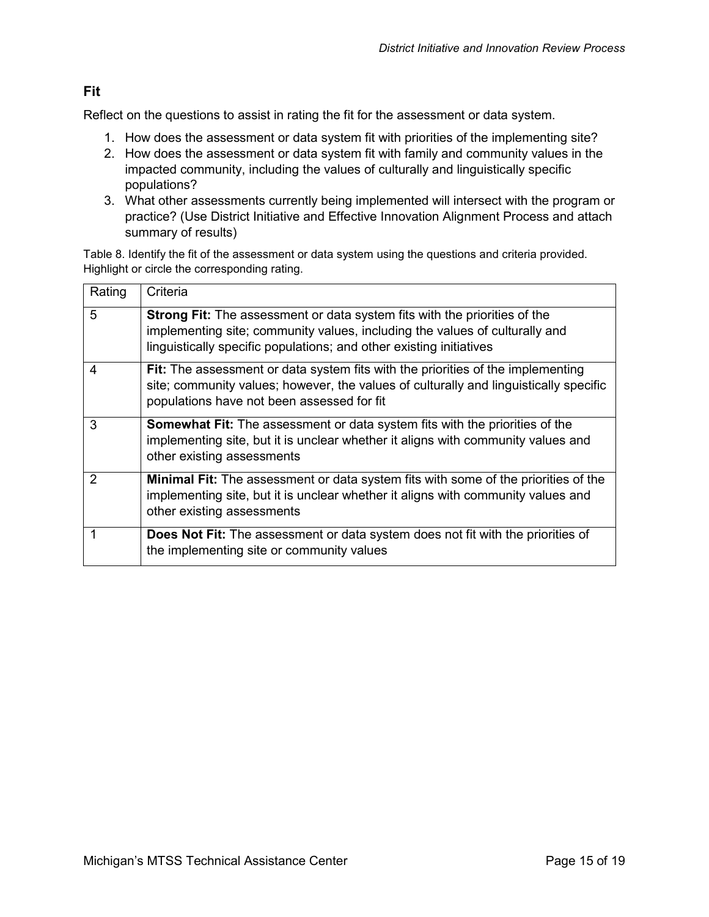## Fit

Reflect on the questions to assist in rating the fit for the assessment or data system.

1. How does the assessment or data system fit with priorities of the implementing site?
2. How does the assessment or data system fit with family and community values in the impacted community, including the values of culturally and linguistically specific populations?
3. What other assessments currently being implemented will intersect with the program or practice? (Use District Initiative and Effective Innovation Alignment Process and attach summary of results)

Table 8. Identify the fit of the assessment or data system using the questions and criteria provided. Highlight or circle the corresponding rating.

| Rating | Criteria |
|---|---|
| 5 | **Strong Fit:** The assessment or data system fits with the priorities of the implementing site; community values, including the values of culturally and linguistically specific populations; and other existing initiatives |
| 4 | **Fit:** The assessment or data system fits with the priorities of the implementing site; community values; however, the values of culturally and linguistically specific populations have not been assessed for fit |
| 3 | **Somewhat Fit:** The assessment or data system fits with the priorities of the implementing site, but it is unclear whether it aligns with community values and other existing assessments |
| 2 | **Minimal Fit:** The assessment or data system fits with some of the priorities of the implementing site, but it is unclear whether it aligns with community values and other existing assessments |
| 1 | **Does Not Fit:** The assessment or data system does not fit with the priorities of the implementing site or community values |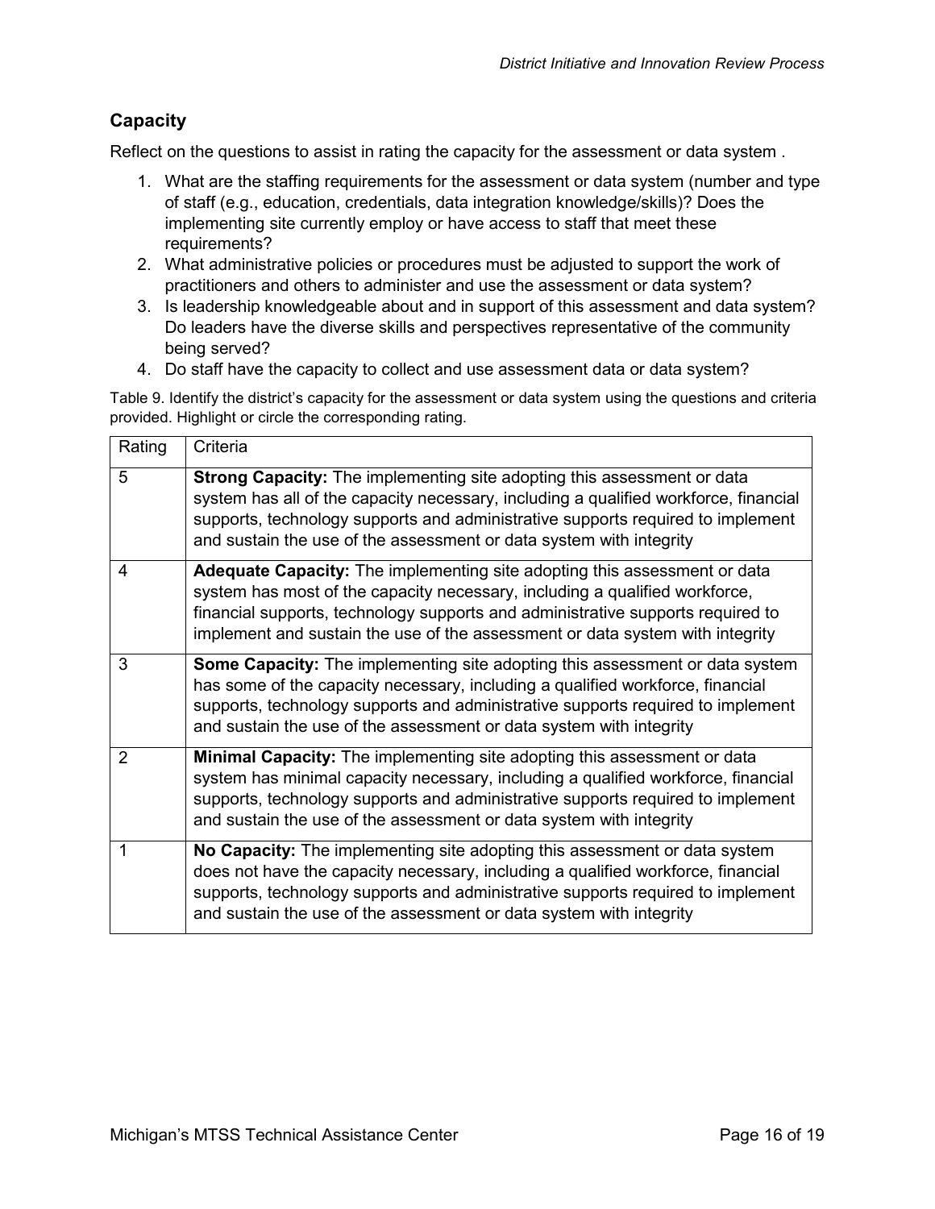## Capacity

Reflect on the questions to assist in rating the capacity for the assessment or data system .

1. What are the staffing requirements for the assessment or data system (number and type of staff (e.g., education, credentials, data integration knowledge/skills)? Does the implementing site currently employ or have access to staff that meet these requirements?
2. What administrative policies or procedures must be adjusted to support the work of practitioners and others to administer and use the assessment or data system?
3. Is leadership knowledgeable about and in support of this assessment and data system? Do leaders have the diverse skills and perspectives representative of the community being served?
4. Do staff have the capacity to collect and use assessment data or data system?

Table 9. Identify the district's capacity for the assessment or data system using the questions and criteria provided. Highlight or circle the corresponding rating.

| Rating | Criteria |
|---|---|
| 5 | **Strong Capacity:** The implementing site adopting this assessment or data system has all of the capacity necessary, including a qualified workforce, financial supports, technology supports and administrative supports required to implement and sustain the use of the assessment or data system with integrity |
| 4 | **Adequate Capacity:** The implementing site adopting this assessment or data system has most of the capacity necessary, including a qualified workforce, financial supports, technology supports and administrative supports required to implement and sustain the use of the assessment or data system with integrity |
| 3 | **Some Capacity:** The implementing site adopting this assessment or data system has some of the capacity necessary, including a qualified workforce, financial supports, technology supports and administrative supports required to implement and sustain the use of the assessment or data system with integrity |
| 2 | **Minimal Capacity:** The implementing site adopting this assessment or data system has minimal capacity necessary, including a qualified workforce, financial supports, technology supports and administrative supports required to implement and sustain the use of the assessment or data system with integrity |
| 1 | **No Capacity:** The implementing site adopting this assessment or data system does not have the capacity necessary, including a qualified workforce, financial supports, technology supports and administrative supports required to implement and sustain the use of the assessment or data system with integrity |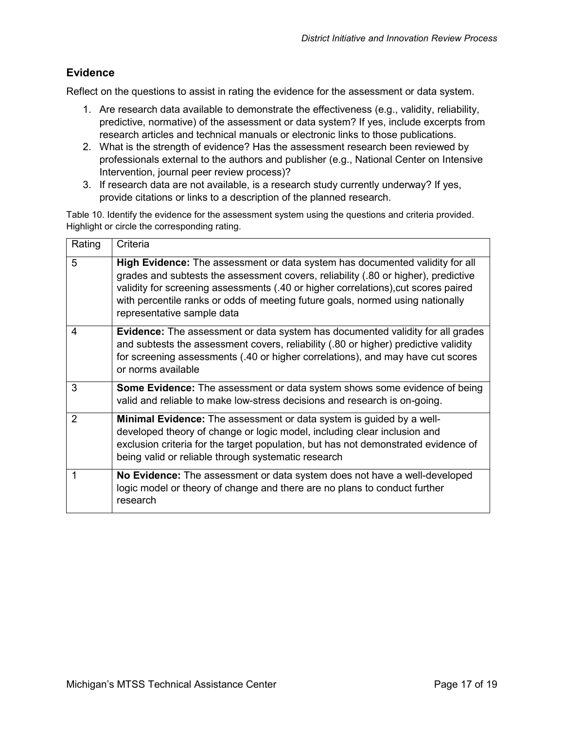## Evidence

Reflect on the questions to assist in rating the evidence for the assessment or data system.

1. Are research data available to demonstrate the effectiveness (e.g., validity, reliability, predictive, normative) of the assessment or data system? If yes, include excerpts from research articles and technical manuals or electronic links to those publications.
2. What is the strength of evidence? Has the assessment research been reviewed by professionals external to the authors and publisher (e.g., National Center on Intensive Intervention, journal peer review process)?
3. If research data are not available, is a research study currently underway? If yes, provide citations or links to a description of the planned research.

Table 10. Identify the evidence for the assessment system using the questions and criteria provided. Highlight or circle the corresponding rating.

| Rating | Criteria |
|---|---|
| 5 | **High Evidence:** The assessment or data system has documented validity for all grades and subtests the assessment covers, reliability (.80 or higher), predictive validity for screening assessments (.40 or higher correlations),cut scores paired with percentile ranks or odds of meeting future goals, normed using nationally representative sample data |
| 4 | **Evidence:** The assessment or data system has documented validity for all grades and subtests the assessment covers, reliability (.80 or higher) predictive validity for screening assessments (.40 or higher correlations), and may have cut scores or norms available |
| 3 | **Some Evidence:** The assessment or data system shows some evidence of being valid and reliable to make low-stress decisions and research is on-going. |
| 2 | **Minimal Evidence:** The assessment or data system is guided by a well-developed theory of change or logic model, including clear inclusion and exclusion criteria for the target population, but has not demonstrated evidence of being valid or reliable through systematic research |
| 1 | **No Evidence:** The assessment or data system does not have a well-developed logic model or theory of change and there are no plans to conduct further research |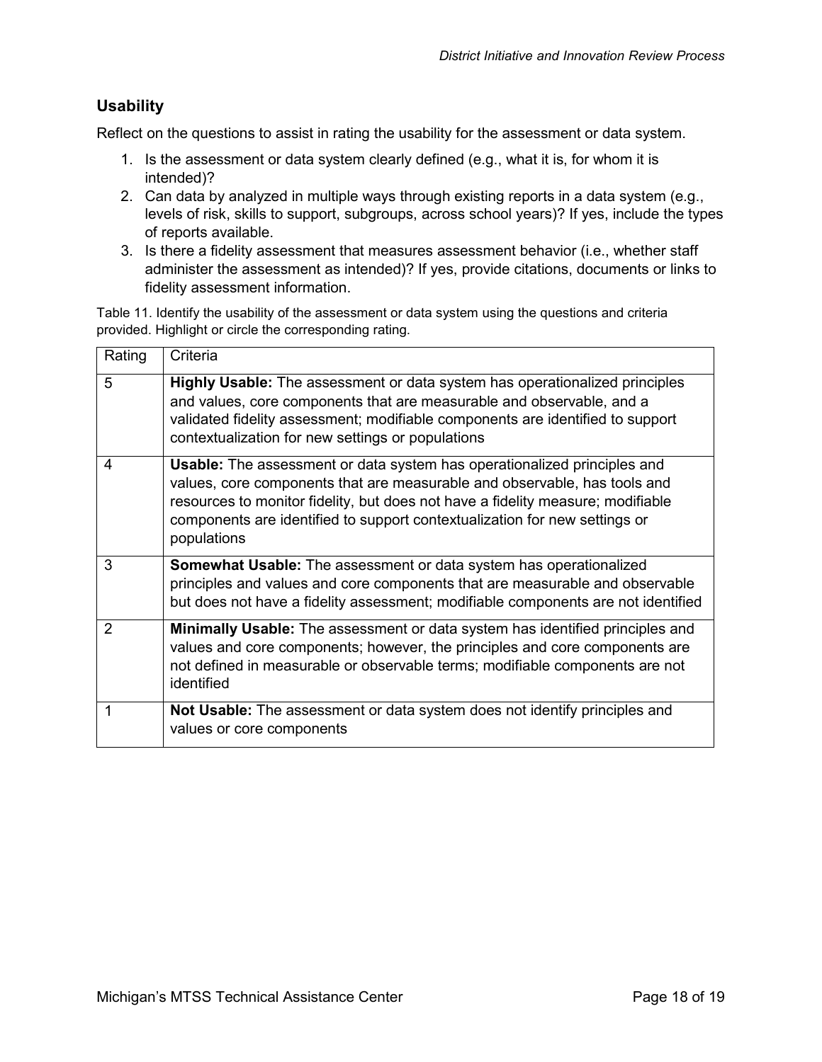## Usability

Reflect on the questions to assist in rating the usability for the assessment or data system.

1. Is the assessment or data system clearly defined (e.g., what it is, for whom it is intended)?
2. Can data by analyzed in multiple ways through existing reports in a data system (e.g., levels of risk, skills to support, subgroups, across school years)? If yes, include the types of reports available.
3. Is there a fidelity assessment that measures assessment behavior (i.e., whether staff administer the assessment as intended)? If yes, provide citations, documents or links to fidelity assessment information.

Table 11. Identify the usability of the assessment or data system using the questions and criteria provided. Highlight or circle the corresponding rating.

| Rating | Criteria |
|---|---|
| 5 | **Highly Usable:** The assessment or data system has operationalized principles and values, core components that are measurable and observable, and a validated fidelity assessment; modifiable components are identified to support contextualization for new settings or populations |
| 4 | **Usable:** The assessment or data system has operationalized principles and values, core components that are measurable and observable, has tools and resources to monitor fidelity, but does not have a fidelity measure; modifiable components are identified to support contextualization for new settings or populations |
| 3 | **Somewhat Usable:** The assessment or data system has operationalized principles and values and core components that are measurable and observable but does not have a fidelity assessment; modifiable components are not identified |
| 2 | **Minimally Usable:** The assessment or data system has identified principles and values and core components; however, the principles and core components are not defined in measurable or observable terms; modifiable components are not identified |
| 1 | **Not Usable:** The assessment or data system does not identify principles and values or core components |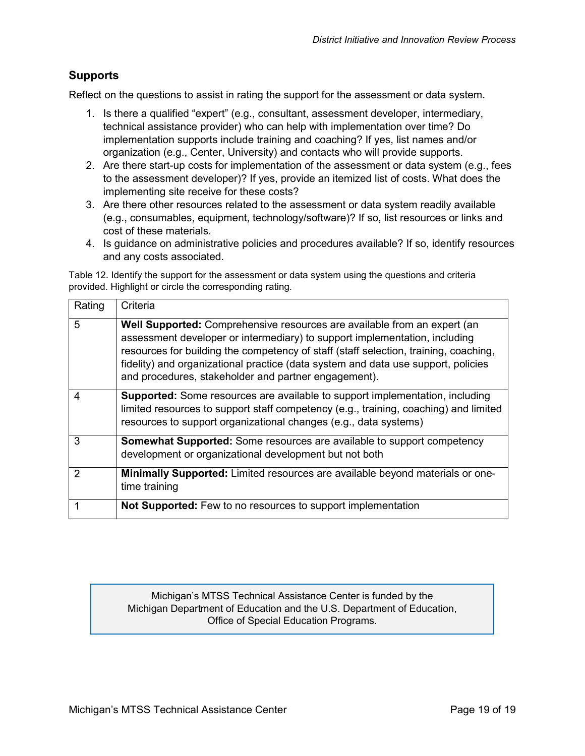## Supports

Reflect on the questions to assist in rating the support for the assessment or data system.

1. Is there a qualified “expert” (e.g., consultant, assessment developer, intermediary, technical assistance provider) who can help with implementation over time? Do implementation supports include training and coaching? If yes, list names and/or organization (e.g., Center, University) and contacts who will provide supports.
2. Are there start-up costs for implementation of the assessment or data system (e.g., fees to the assessment developer)? If yes, provide an itemized list of costs. What does the implementing site receive for these costs?
3. Are there other resources related to the assessment or data system readily available (e.g., consumables, equipment, technology/software)? If so, list resources or links and cost of these materials.
4. Is guidance on administrative policies and procedures available? If so, identify resources and any costs associated.

Table 12. Identify the support for the assessment or data system using the questions and criteria provided. Highlight or circle the corresponding rating.

| Rating | Criteria |
|---|---|
| 5 | **Well Supported:** Comprehensive resources are available from an expert (an assessment developer or intermediary) to support implementation, including resources for building the competency of staff (staff selection, training, coaching, fidelity) and organizational practice (data system and data use support, policies and procedures, stakeholder and partner engagement). |
| 4 | **Supported:** Some resources are available to support implementation, including limited resources to support staff competency (e.g., training, coaching) and limited resources to support organizational changes (e.g., data systems) |
| 3 | **Somewhat Supported:** Some resources are available to support competency development or organizational development but not both |
| 2 | **Minimally Supported:** Limited resources are available beyond materials or one-time training |
| 1 | **Not Supported:** Few to no resources to support implementation |

Michigan’s MTSS Technical Assistance Center is funded by the Michigan Department of Education and the U.S. Department of Education, Office of Special Education Programs.